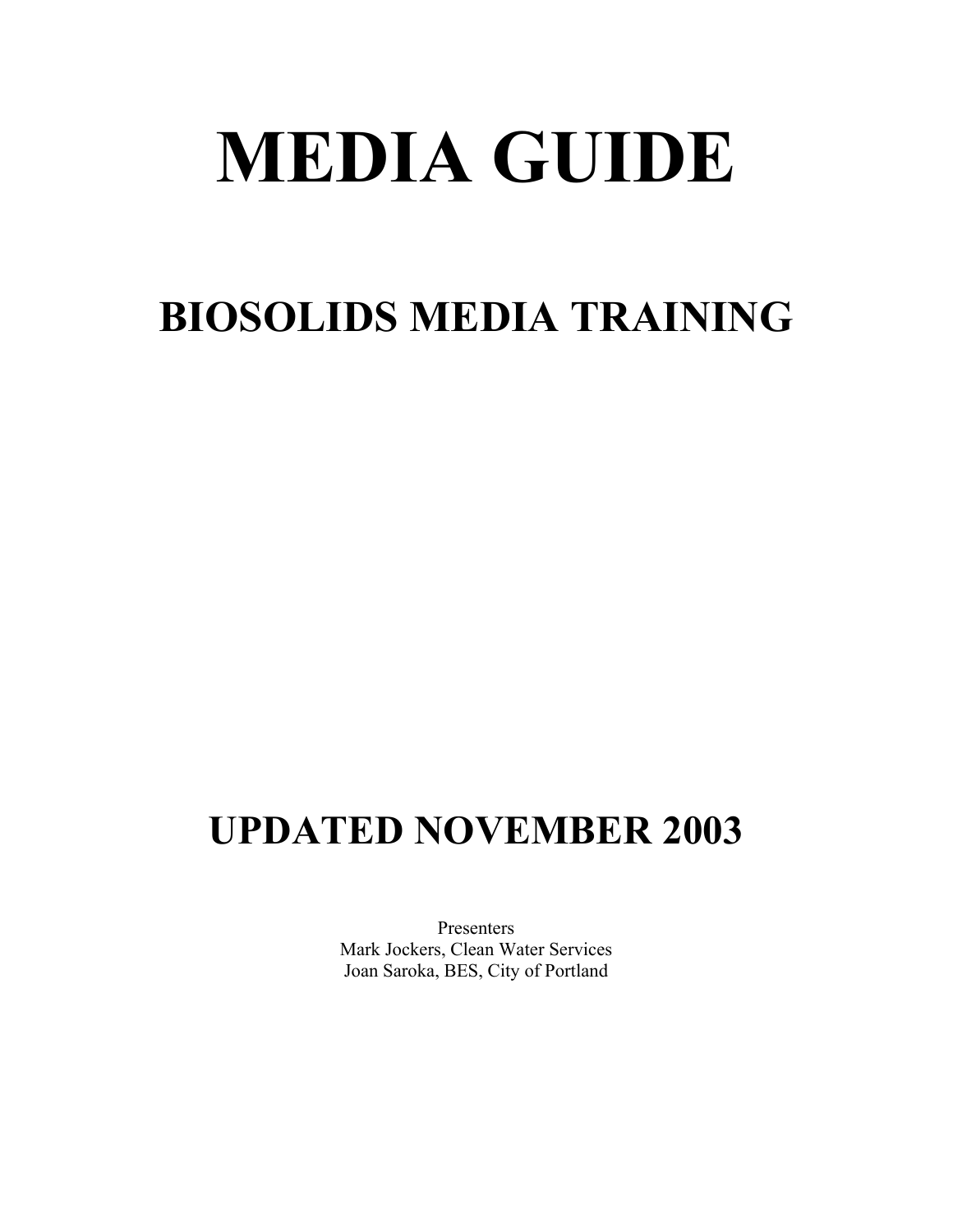# MEDIA GUIDE

## BIOSOLIDS MEDIA TRAINING

## UPDATED NOVEMBER 2003

Presenters
Mark Jockers, Clean Water Services
Joan Saroka, BES, City of Portland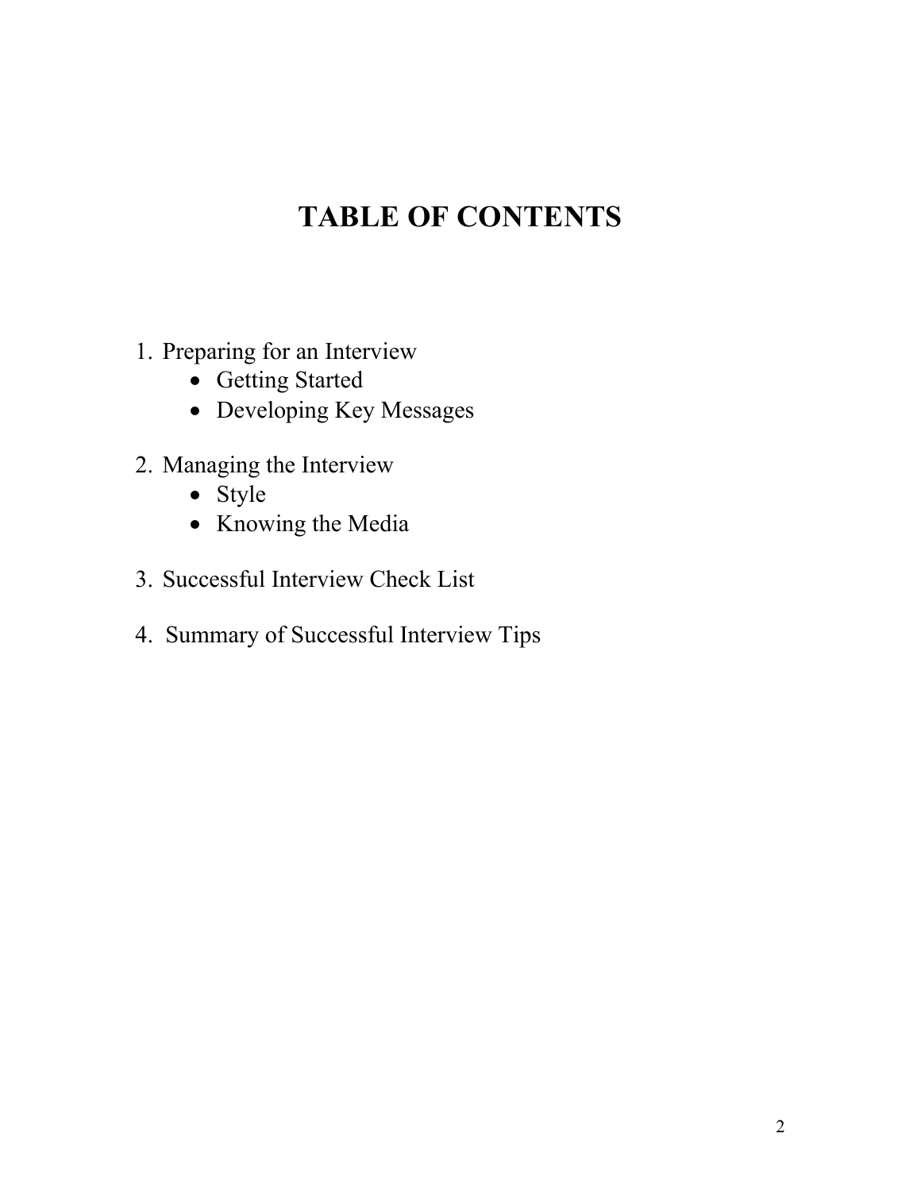# TABLE OF CONTENTS

1. Preparing for an Interview
    - Getting Started
    - Developing Key Messages

2. Managing the Interview
    - Style
    - Knowing the Media

3. Successful Interview Check List

4. Summary of Successful Interview Tips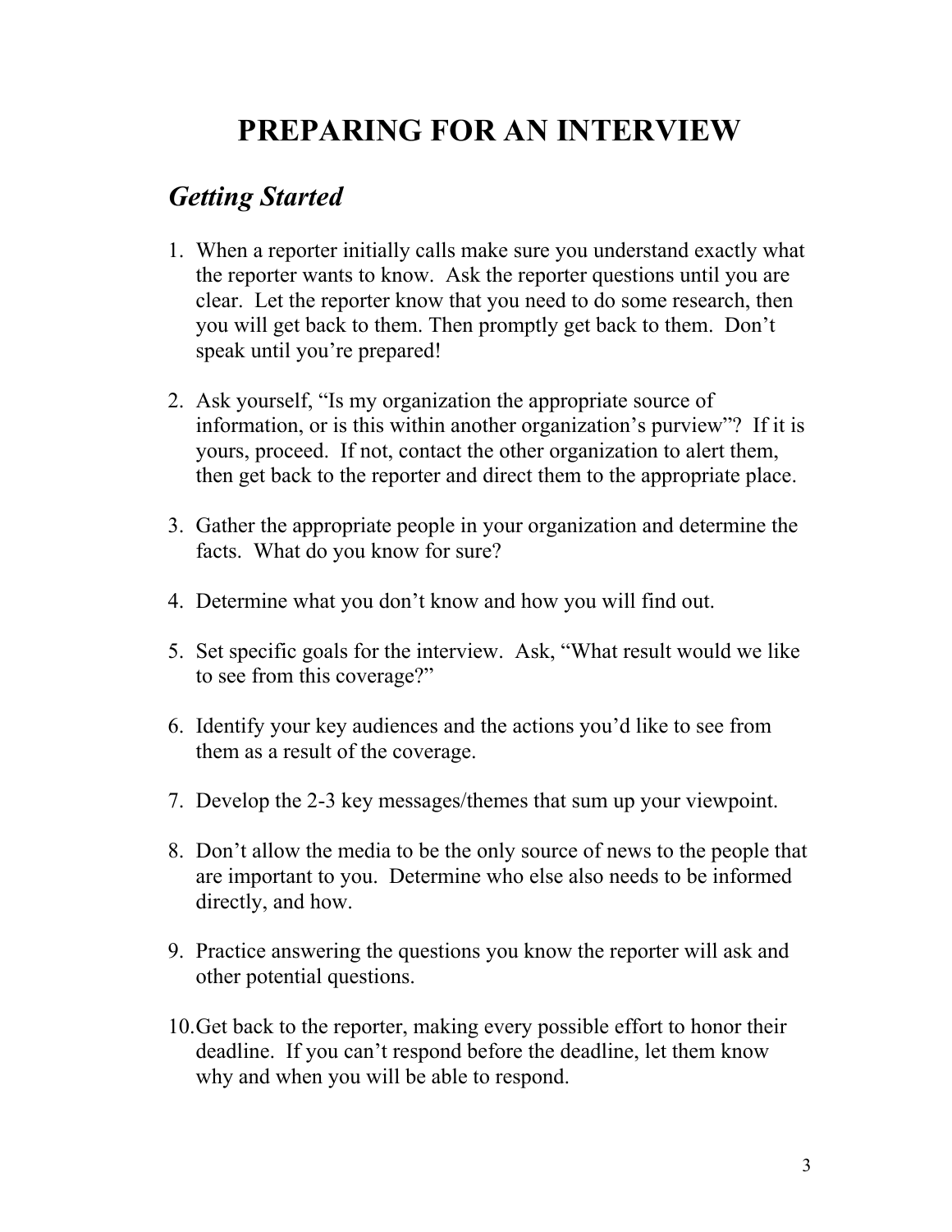# PREPARING FOR AN INTERVIEW

## *Getting Started*

1. When a reporter initially calls make sure you understand exactly what the reporter wants to know. Ask the reporter questions until you are clear. Let the reporter know that you need to do some research, then you will get back to them. Then promptly get back to them. Don't speak until you're prepared!

2. Ask yourself, "Is my organization the appropriate source of information, or is this within another organization's purview"? If it is yours, proceed. If not, contact the other organization to alert them, then get back to the reporter and direct them to the appropriate place.

3. Gather the appropriate people in your organization and determine the facts. What do you know for sure?

4. Determine what you don't know and how you will find out.

5. Set specific goals for the interview. Ask, "What result would we like to see from this coverage?"

6. Identify your key audiences and the actions you'd like to see from them as a result of the coverage.

7. Develop the 2-3 key messages/themes that sum up your viewpoint.

8. Don't allow the media to be the only source of news to the people that are important to you. Determine who else also needs to be informed directly, and how.

9. Practice answering the questions you know the reporter will ask and other potential questions.

10. Get back to the reporter, making every possible effort to honor their deadline. If you can't respond before the deadline, let them know why and when you will be able to respond.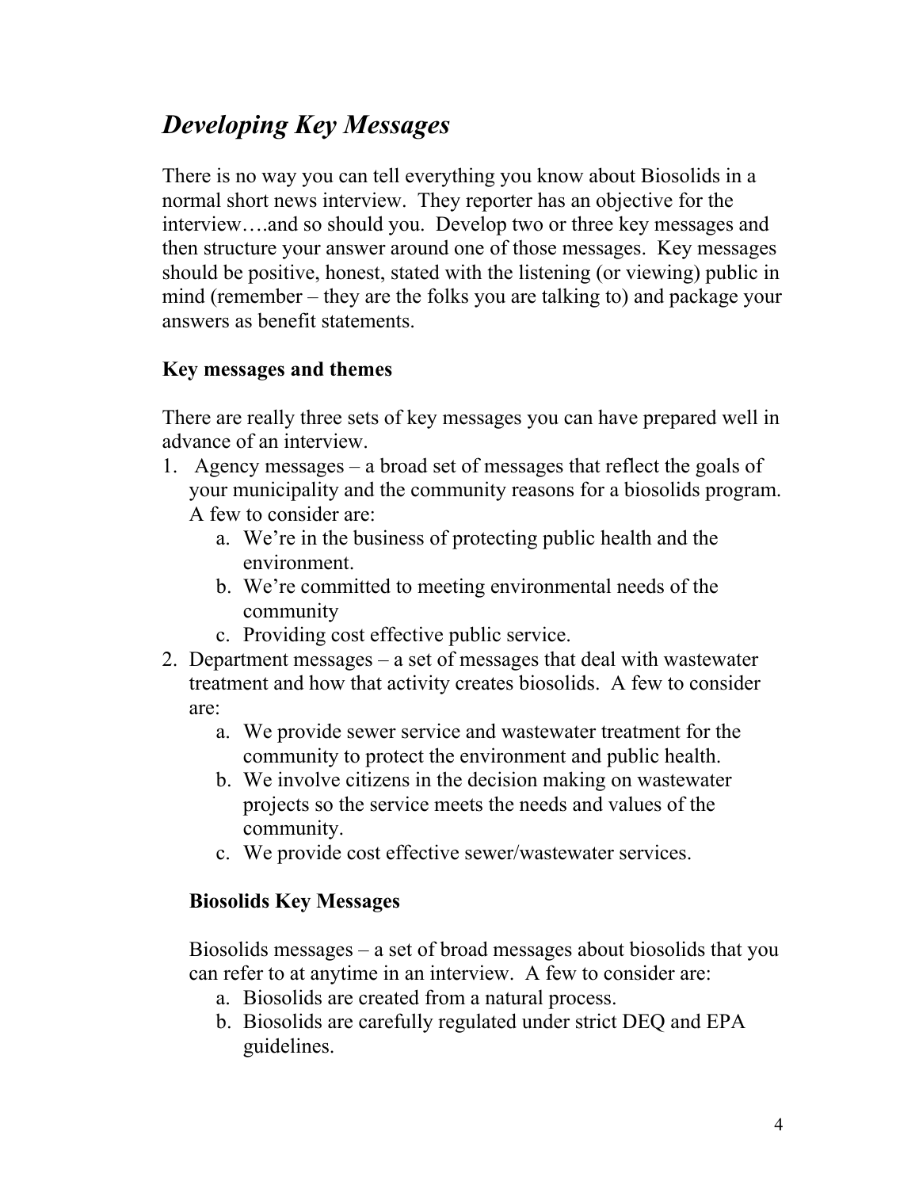## *Developing Key Messages*

There is no way you can tell everything you know about Biosolids in a normal short news interview. They reporter has an objective for the interview….and so should you. Develop two or three key messages and then structure your answer around one of those messages. Key messages should be positive, honest, stated with the listening (or viewing) public in mind (remember – they are the folks you are talking to) and package your answers as benefit statements.

### Key messages and themes

There are really three sets of key messages you can have prepared well in advance of an interview.

1. Agency messages – a broad set of messages that reflect the goals of your municipality and the community reasons for a biosolids program. A few to consider are:
   a. We're in the business of protecting public health and the environment.
   b. We're committed to meeting environmental needs of the community
   c. Providing cost effective public service.
2. Department messages – a set of messages that deal with wastewater treatment and how that activity creates biosolids. A few to consider are:
   a. We provide sewer service and wastewater treatment for the community to protect the environment and public health.
   b. We involve citizens in the decision making on wastewater projects so the service meets the needs and values of the community.
   c. We provide cost effective sewer/wastewater services.

### Biosolids Key Messages

Biosolids messages – a set of broad messages about biosolids that you can refer to at anytime in an interview. A few to consider are:

a. Biosolids are created from a natural process.
b. Biosolids are carefully regulated under strict DEQ and EPA guidelines.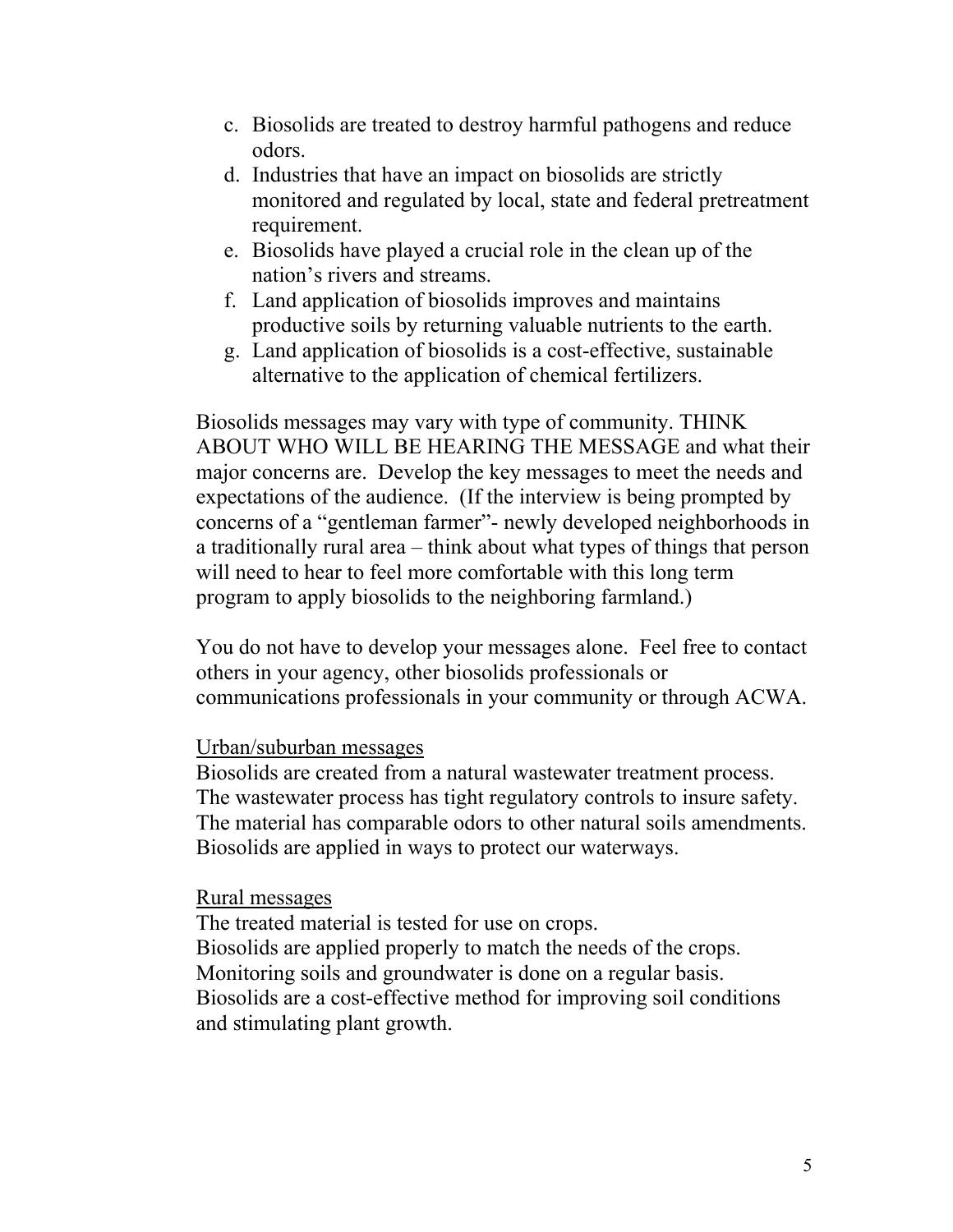c. Biosolids are treated to destroy harmful pathogens and reduce odors.
d. Industries that have an impact on biosolids are strictly monitored and regulated by local, state and federal pretreatment requirement.
e. Biosolids have played a crucial role in the clean up of the nation's rivers and streams.
f. Land application of biosolids improves and maintains productive soils by returning valuable nutrients to the earth.
g. Land application of biosolids is a cost-effective, sustainable alternative to the application of chemical fertilizers.

Biosolids messages may vary with type of community. THINK ABOUT WHO WILL BE HEARING THE MESSAGE and what their major concerns are. Develop the key messages to meet the needs and expectations of the audience. (If the interview is being prompted by concerns of a "gentleman farmer"- newly developed neighborhoods in a traditionally rural area – think about what types of things that person will need to hear to feel more comfortable with this long term program to apply biosolids to the neighboring farmland.)

You do not have to develop your messages alone. Feel free to contact others in your agency, other biosolids professionals or communications professionals in your community or through ACWA.

<u>Urban/suburban messages</u>
Biosolids are created from a natural wastewater treatment process.
The wastewater process has tight regulatory controls to insure safety.
The material has comparable odors to other natural soils amendments.
Biosolids are applied in ways to protect our waterways.

<u>Rural messages</u>
The treated material is tested for use on crops.
Biosolids are applied properly to match the needs of the crops.
Monitoring soils and groundwater is done on a regular basis.
Biosolids are a cost-effective method for improving soil conditions and stimulating plant growth.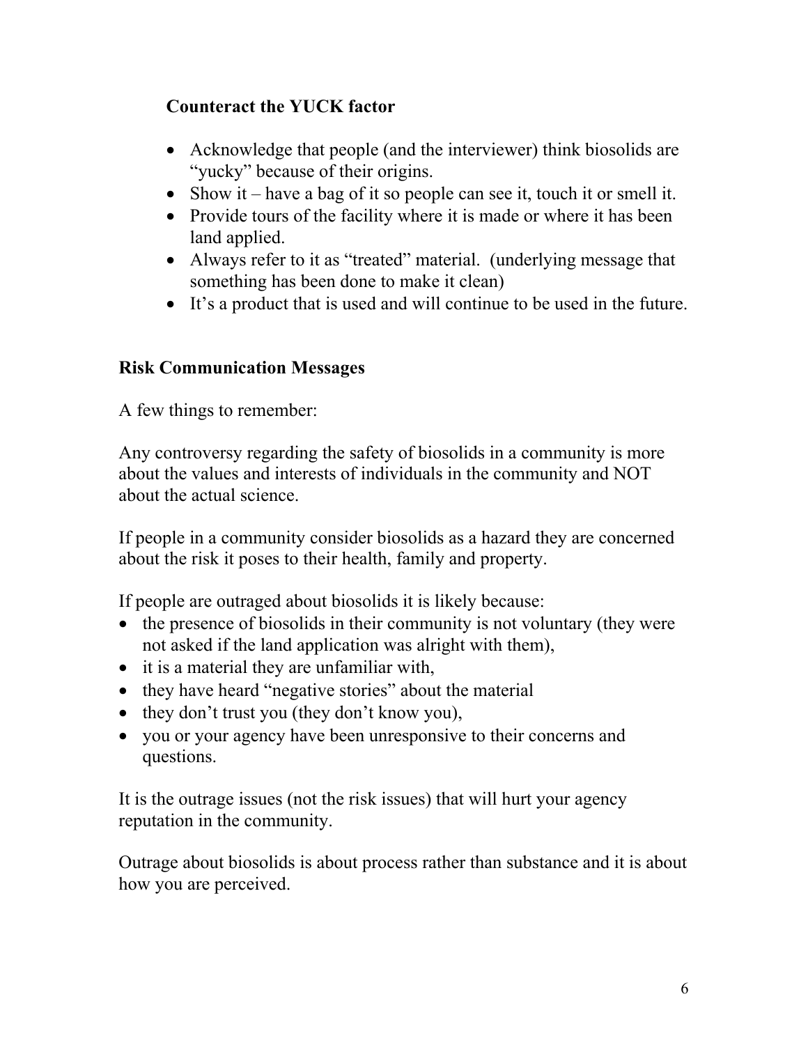### Counteract the YUCK factor

- Acknowledge that people (and the interviewer) think biosolids are "yucky" because of their origins.
- Show it – have a bag of it so people can see it, touch it or smell it.
- Provide tours of the facility where it is made or where it has been land applied.
- Always refer to it as "treated" material. (underlying message that something has been done to make it clean)
- It's a product that is used and will continue to be used in the future.

### Risk Communication Messages

A few things to remember:

Any controversy regarding the safety of biosolids in a community is more about the values and interests of individuals in the community and NOT about the actual science.

If people in a community consider biosolids as a hazard they are concerned about the risk it poses to their health, family and property.

If people are outraged about biosolids it is likely because:

- the presence of biosolids in their community is not voluntary (they were not asked if the land application was alright with them),
- it is a material they are unfamiliar with,
- they have heard "negative stories" about the material
- they don't trust you (they don't know you),
- you or your agency have been unresponsive to their concerns and questions.

It is the outrage issues (not the risk issues) that will hurt your agency reputation in the community.

Outrage about biosolids is about process rather than substance and it is about how you are perceived.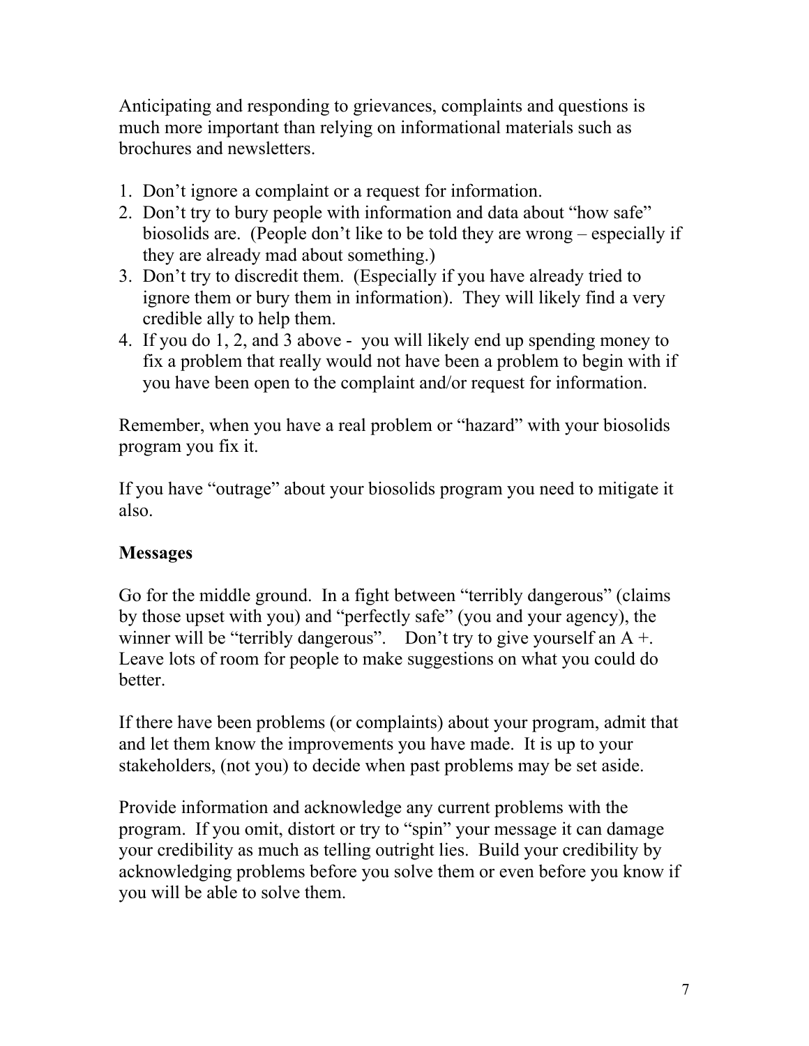Anticipating and responding to grievances, complaints and questions is much more important than relying on informational materials such as brochures and newsletters.

1. Don't ignore a complaint or a request for information.
2. Don't try to bury people with information and data about "how safe" biosolids are. (People don't like to be told they are wrong – especially if they are already mad about something.)
3. Don't try to discredit them. (Especially if you have already tried to ignore them or bury them in information). They will likely find a very credible ally to help them.
4. If you do 1, 2, and 3 above - you will likely end up spending money to fix a problem that really would not have been a problem to begin with if you have been open to the complaint and/or request for information.

Remember, when you have a real problem or "hazard" with your biosolids program you fix it.

If you have "outrage" about your biosolids program you need to mitigate it also.

**Messages**

Go for the middle ground. In a fight between "terribly dangerous" (claims by those upset with you) and "perfectly safe" (you and your agency), the winner will be "terribly dangerous". Don't try to give yourself an A +. Leave lots of room for people to make suggestions on what you could do better.

If there have been problems (or complaints) about your program, admit that and let them know the improvements you have made. It is up to your stakeholders, (not you) to decide when past problems may be set aside.

Provide information and acknowledge any current problems with the program. If you omit, distort or try to "spin" your message it can damage your credibility as much as telling outright lies. Build your credibility by acknowledging problems before you solve them or even before you know if you will be able to solve them.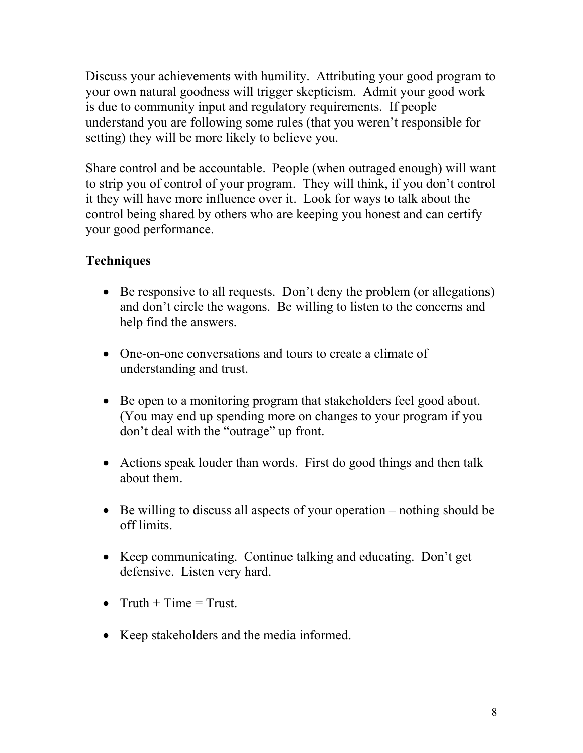Discuss your achievements with humility. Attributing your good program to your own natural goodness will trigger skepticism. Admit your good work is due to community input and regulatory requirements. If people understand you are following some rules (that you weren't responsible for setting) they will be more likely to believe you.

Share control and be accountable. People (when outraged enough) will want to strip you of control of your program. They will think, if you don't control it they will have more influence over it. Look for ways to talk about the control being shared by others who are keeping you honest and can certify your good performance.

**Techniques**

- Be responsive to all requests. Don't deny the problem (or allegations) and don't circle the wagons. Be willing to listen to the concerns and help find the answers.
- One-on-one conversations and tours to create a climate of understanding and trust.
- Be open to a monitoring program that stakeholders feel good about. (You may end up spending more on changes to your program if you don't deal with the "outrage" up front.
- Actions speak louder than words. First do good things and then talk about them.
- Be willing to discuss all aspects of your operation – nothing should be off limits.
- Keep communicating. Continue talking and educating. Don't get defensive. Listen very hard.
- Truth + Time = Trust.
- Keep stakeholders and the media informed.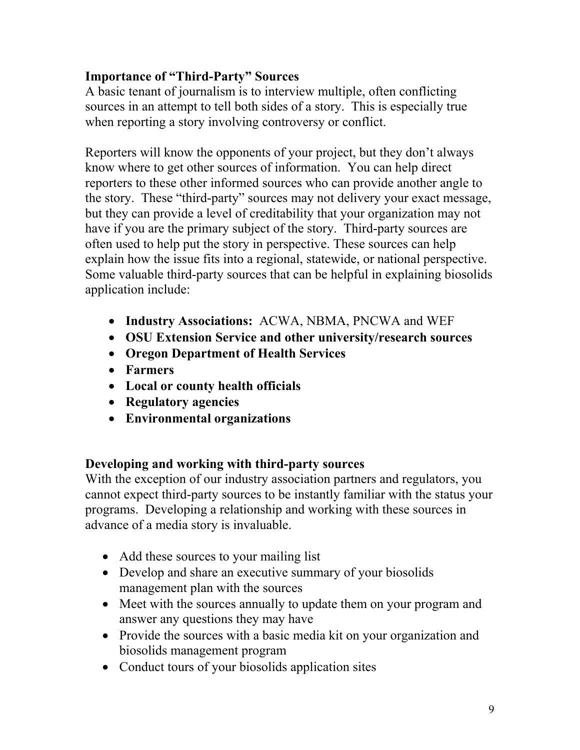**Importance of "Third-Party" Sources**

A basic tenant of journalism is to interview multiple, often conflicting sources in an attempt to tell both sides of a story. This is especially true when reporting a story involving controversy or conflict.

Reporters will know the opponents of your project, but they don't always know where to get other sources of information. You can help direct reporters to these other informed sources who can provide another angle to the story. These "third-party" sources may not delivery your exact message, but they can provide a level of creditability that your organization may not have if you are the primary subject of the story. Third-party sources are often used to help put the story in perspective. These sources can help explain how the issue fits into a regional, statewide, or national perspective. Some valuable third-party sources that can be helpful in explaining biosolids application include:

- **Industry Associations:** ACWA, NBMA, PNCWA and WEF
- **OSU Extension Service and other university/research sources**
- **Oregon Department of Health Services**
- **Farmers**
- **Local or county health officials**
- **Regulatory agencies**
- **Environmental organizations**

**Developing and working with third-party sources**

With the exception of our industry association partners and regulators, you cannot expect third-party sources to be instantly familiar with the status your programs. Developing a relationship and working with these sources in advance of a media story is invaluable.

- Add these sources to your mailing list
- Develop and share an executive summary of your biosolids management plan with the sources
- Meet with the sources annually to update them on your program and answer any questions they may have
- Provide the sources with a basic media kit on your organization and biosolids management program
- Conduct tours of your biosolids application sites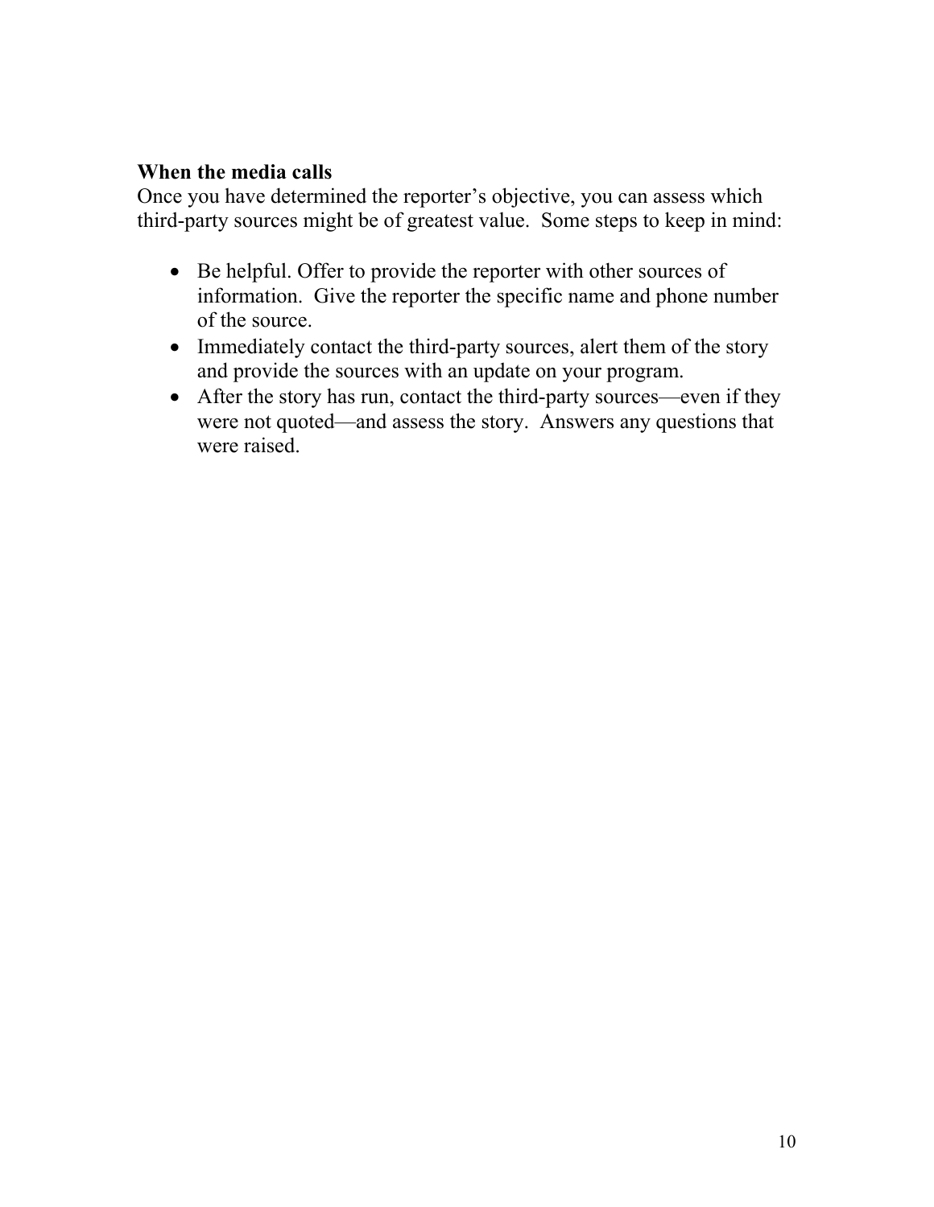**When the media calls**

Once you have determined the reporter's objective, you can assess which third-party sources might be of greatest value. Some steps to keep in mind:

- Be helpful. Offer to provide the reporter with other sources of information. Give the reporter the specific name and phone number of the source.
- Immediately contact the third-party sources, alert them of the story and provide the sources with an update on your program.
- After the story has run, contact the third-party sources—even if they were not quoted—and assess the story. Answers any questions that were raised.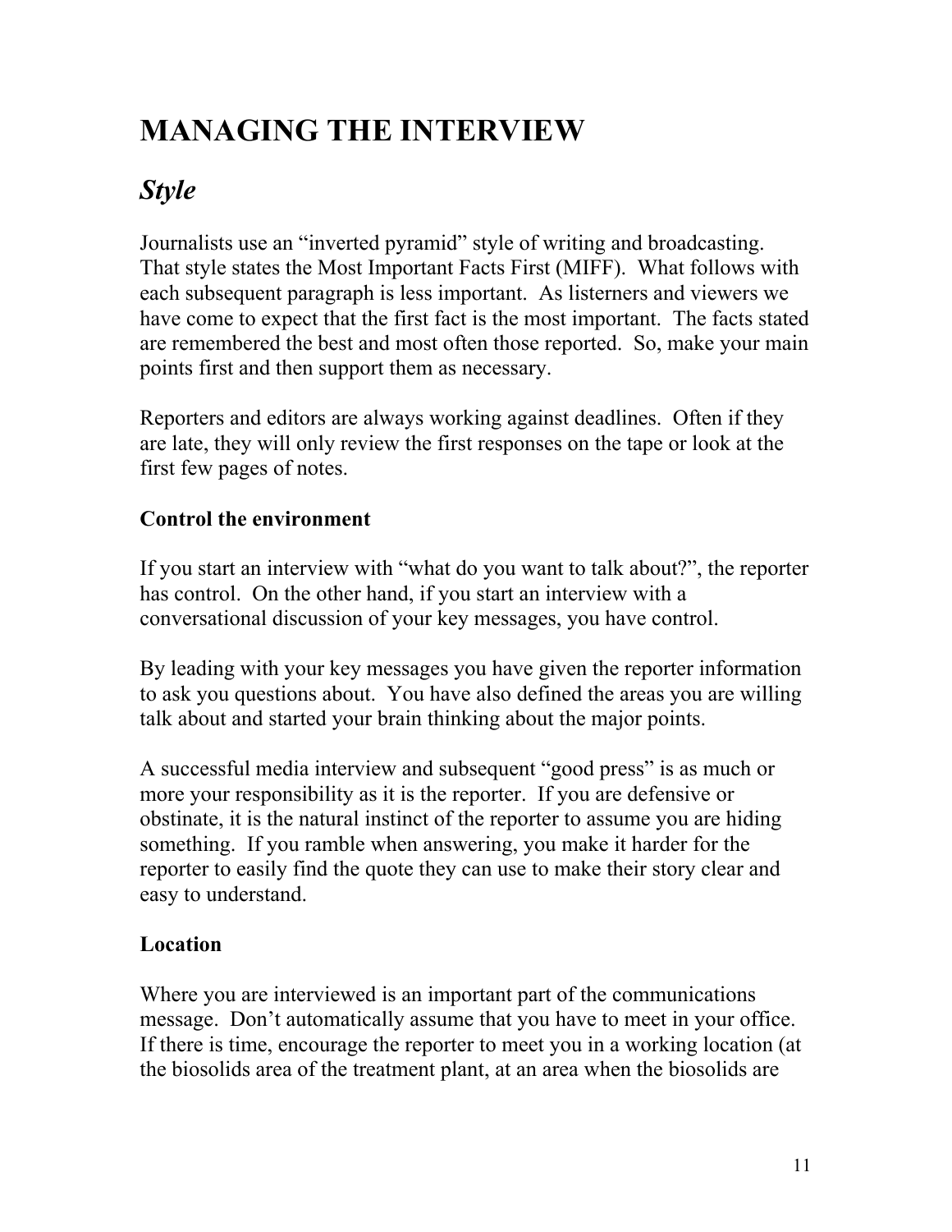# MANAGING THE INTERVIEW

## *Style*

Journalists use an "inverted pyramid" style of writing and broadcasting. That style states the Most Important Facts First (MIFF). What follows with each subsequent paragraph is less important. As listeners and viewers we have come to expect that the first fact is the most important. The facts stated are remembered the best and most often those reported. So, make your main points first and then support them as necessary.

Reporters and editors are always working against deadlines. Often if they are late, they will only review the first responses on the tape or look at the first few pages of notes.

**Control the environment**

If you start an interview with "what do you want to talk about?", the reporter has control. On the other hand, if you start an interview with a conversational discussion of your key messages, you have control.

By leading with your key messages you have given the reporter information to ask you questions about. You have also defined the areas you are willing talk about and started your brain thinking about the major points.

A successful media interview and subsequent "good press" is as much or more your responsibility as it is the reporter. If you are defensive or obstinate, it is the natural instinct of the reporter to assume you are hiding something. If you ramble when answering, you make it harder for the reporter to easily find the quote they can use to make their story clear and easy to understand.

**Location**

Where you are interviewed is an important part of the communications message. Don't automatically assume that you have to meet in your office. If there is time, encourage the reporter to meet you in a working location (at the biosolids area of the treatment plant, at an area when the biosolids are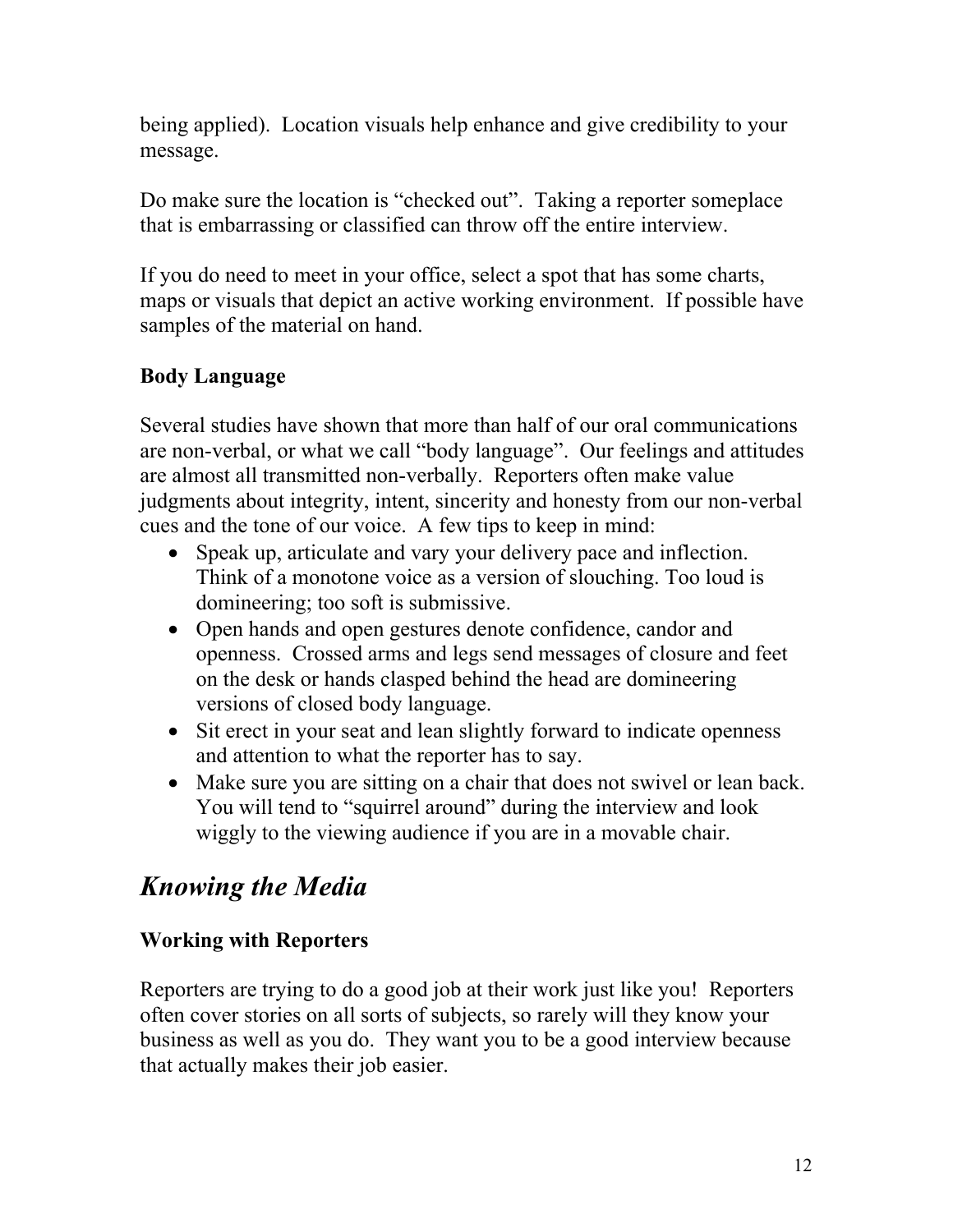being applied). Location visuals help enhance and give credibility to your message.

Do make sure the location is "checked out". Taking a reporter someplace that is embarrassing or classified can throw off the entire interview.

If you do need to meet in your office, select a spot that has some charts, maps or visuals that depict an active working environment. If possible have samples of the material on hand.

### Body Language

Several studies have shown that more than half of our oral communications are non-verbal, or what we call "body language". Our feelings and attitudes are almost all transmitted non-verbally. Reporters often make value judgments about integrity, intent, sincerity and honesty from our non-verbal cues and the tone of our voice. A few tips to keep in mind:

- Speak up, articulate and vary your delivery pace and inflection. Think of a monotone voice as a version of slouching. Too loud is domineering; too soft is submissive.
- Open hands and open gestures denote confidence, candor and openness. Crossed arms and legs send messages of closure and feet on the desk or hands clasped behind the head are domineering versions of closed body language.
- Sit erect in your seat and lean slightly forward to indicate openness and attention to what the reporter has to say.
- Make sure you are sitting on a chair that does not swivel or lean back. You will tend to "squirrel around" during the interview and look wiggly to the viewing audience if you are in a movable chair.

## *Knowing the Media*

### Working with Reporters

Reporters are trying to do a good job at their work just like you! Reporters often cover stories on all sorts of subjects, so rarely will they know your business as well as you do. They want you to be a good interview because that actually makes their job easier.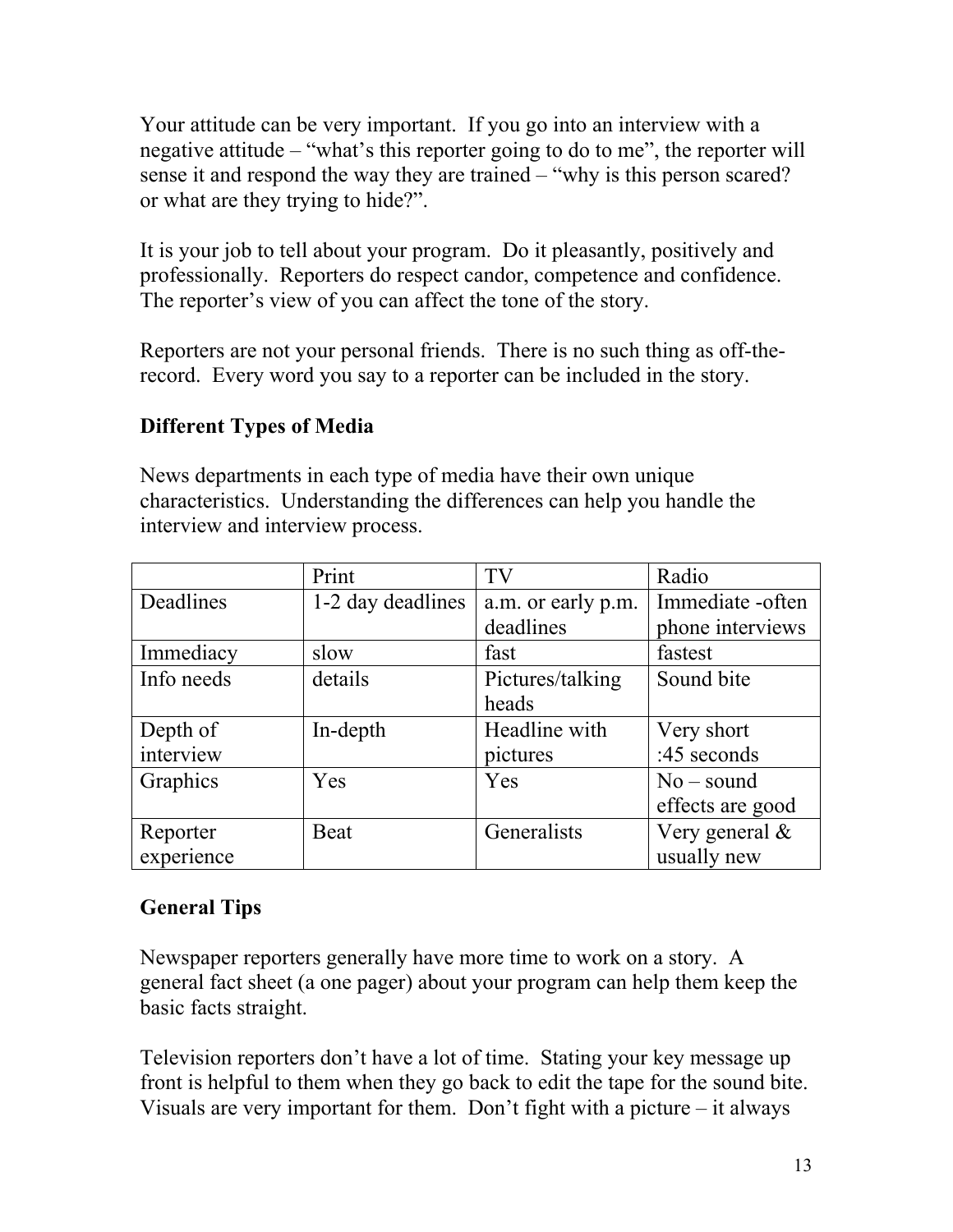Your attitude can be very important. If you go into an interview with a negative attitude – "what's this reporter going to do to me", the reporter will sense it and respond the way they are trained – "why is this person scared? or what are they trying to hide?".

It is your job to tell about your program. Do it pleasantly, positively and professionally. Reporters do respect candor, competence and confidence. The reporter's view of you can affect the tone of the story.

Reporters are not your personal friends. There is no such thing as off-the-record. Every word you say to a reporter can be included in the story.

**Different Types of Media**

News departments in each type of media have their own unique characteristics. Understanding the differences can help you handle the interview and interview process.

| | Print | TV | Radio |
|---|---|---|---|
| Deadlines | 1-2 day deadlines | a.m. or early p.m. deadlines | Immediate -often phone interviews |
| Immediacy | slow | fast | fastest |
| Info needs | details | Pictures/talking heads | Sound bite |
| Depth of interview | In-depth | Headline with pictures | Very short :45 seconds |
| Graphics | Yes | Yes | No – sound effects are good |
| Reporter experience | Beat | Generalists | Very general & usually new |

**General Tips**

Newspaper reporters generally have more time to work on a story. A general fact sheet (a one pager) about your program can help them keep the basic facts straight.

Television reporters don't have a lot of time. Stating your key message up front is helpful to them when they go back to edit the tape for the sound bite. Visuals are very important for them. Don't fight with a picture – it always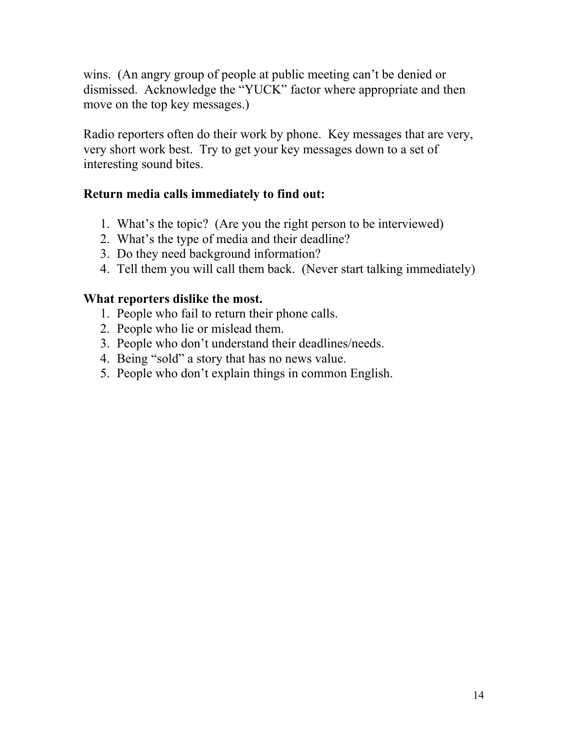wins. (An angry group of people at public meeting can't be denied or dismissed. Acknowledge the "YUCK" factor where appropriate and then move on the top key messages.)

Radio reporters often do their work by phone. Key messages that are very, very short work best. Try to get your key messages down to a set of interesting sound bites.

**Return media calls immediately to find out:**

1. What's the topic? (Are you the right person to be interviewed)
2. What's the type of media and their deadline?
3. Do they need background information?
4. Tell them you will call them back. (Never start talking immediately)

**What reporters dislike the most.**

1. People who fail to return their phone calls.
2. People who lie or mislead them.
3. People who don't understand their deadlines/needs.
4. Being "sold" a story that has no news value.
5. People who don't explain things in common English.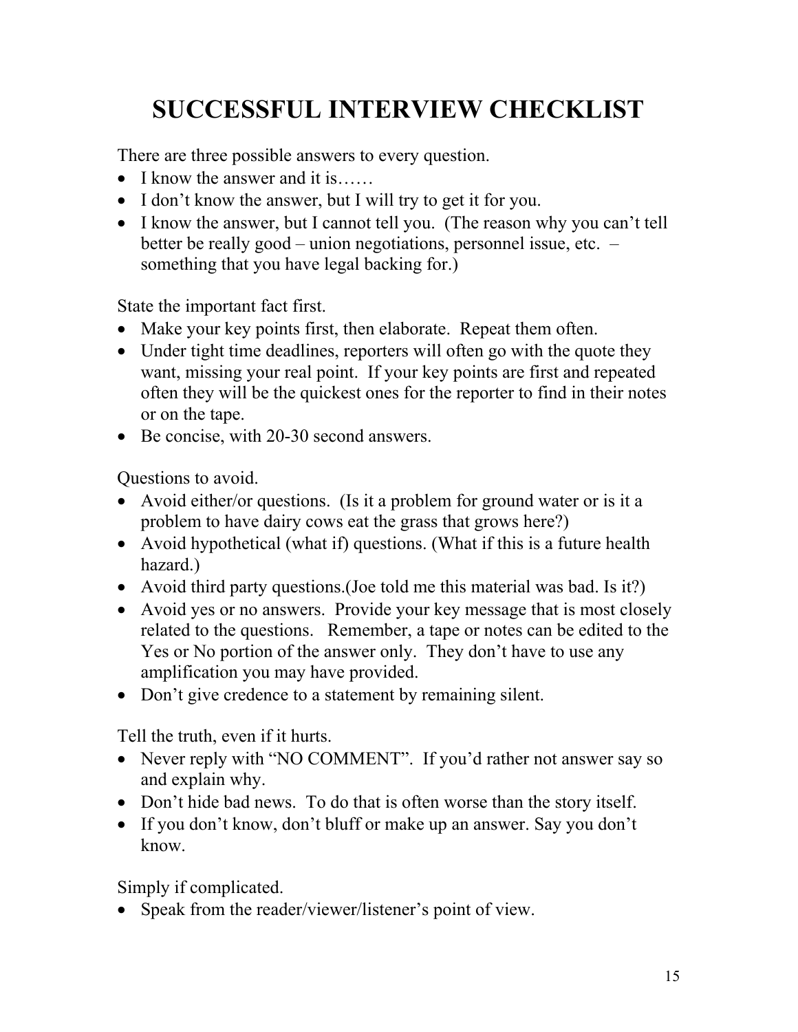# SUCCESSFUL INTERVIEW CHECKLIST

There are three possible answers to every question.

- I know the answer and it is……
- I don't know the answer, but I will try to get it for you.
- I know the answer, but I cannot tell you. (The reason why you can't tell better be really good – union negotiations, personnel issue, etc. – something that you have legal backing for.)

State the important fact first.

- Make your key points first, then elaborate. Repeat them often.
- Under tight time deadlines, reporters will often go with the quote they want, missing your real point. If your key points are first and repeated often they will be the quickest ones for the reporter to find in their notes or on the tape.
- Be concise, with 20-30 second answers.

Questions to avoid.

- Avoid either/or questions. (Is it a problem for ground water or is it a problem to have dairy cows eat the grass that grows here?)
- Avoid hypothetical (what if) questions. (What if this is a future health hazard.)
- Avoid third party questions.(Joe told me this material was bad. Is it?)
- Avoid yes or no answers. Provide your key message that is most closely related to the questions. Remember, a tape or notes can be edited to the Yes or No portion of the answer only. They don't have to use any amplification you may have provided.
- Don't give credence to a statement by remaining silent.

Tell the truth, even if it hurts.

- Never reply with "NO COMMENT". If you'd rather not answer say so and explain why.
- Don't hide bad news. To do that is often worse than the story itself.
- If you don't know, don't bluff or make up an answer. Say you don't know.

Simply if complicated.

- Speak from the reader/viewer/listener's point of view.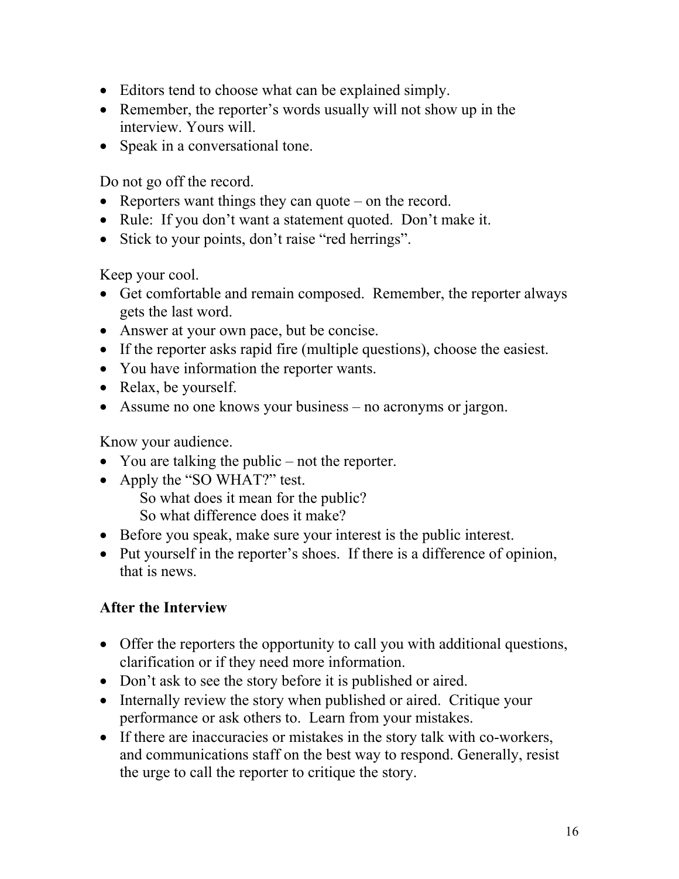- Editors tend to choose what can be explained simply.
- Remember, the reporter's words usually will not show up in the interview. Yours will.
- Speak in a conversational tone.

Do not go off the record.

- Reporters want things they can quote – on the record.
- Rule: If you don't want a statement quoted. Don't make it.
- Stick to your points, don't raise "red herrings".

Keep your cool.

- Get comfortable and remain composed. Remember, the reporter always gets the last word.
- Answer at your own pace, but be concise.
- If the reporter asks rapid fire (multiple questions), choose the easiest.
- You have information the reporter wants.
- Relax, be yourself.
- Assume no one knows your business – no acronyms or jargon.

Know your audience.

- You are talking the public – not the reporter.
- Apply the "SO WHAT?" test.
  - So what does it mean for the public?
  - So what difference does it make?
- Before you speak, make sure your interest is the public interest.
- Put yourself in the reporter's shoes. If there is a difference of opinion, that is news.

**After the Interview**

- Offer the reporters the opportunity to call you with additional questions, clarification or if they need more information.
- Don't ask to see the story before it is published or aired.
- Internally review the story when published or aired. Critique your performance or ask others to. Learn from your mistakes.
- If there are inaccuracies or mistakes in the story talk with co-workers, and communications staff on the best way to respond. Generally, resist the urge to call the reporter to critique the story.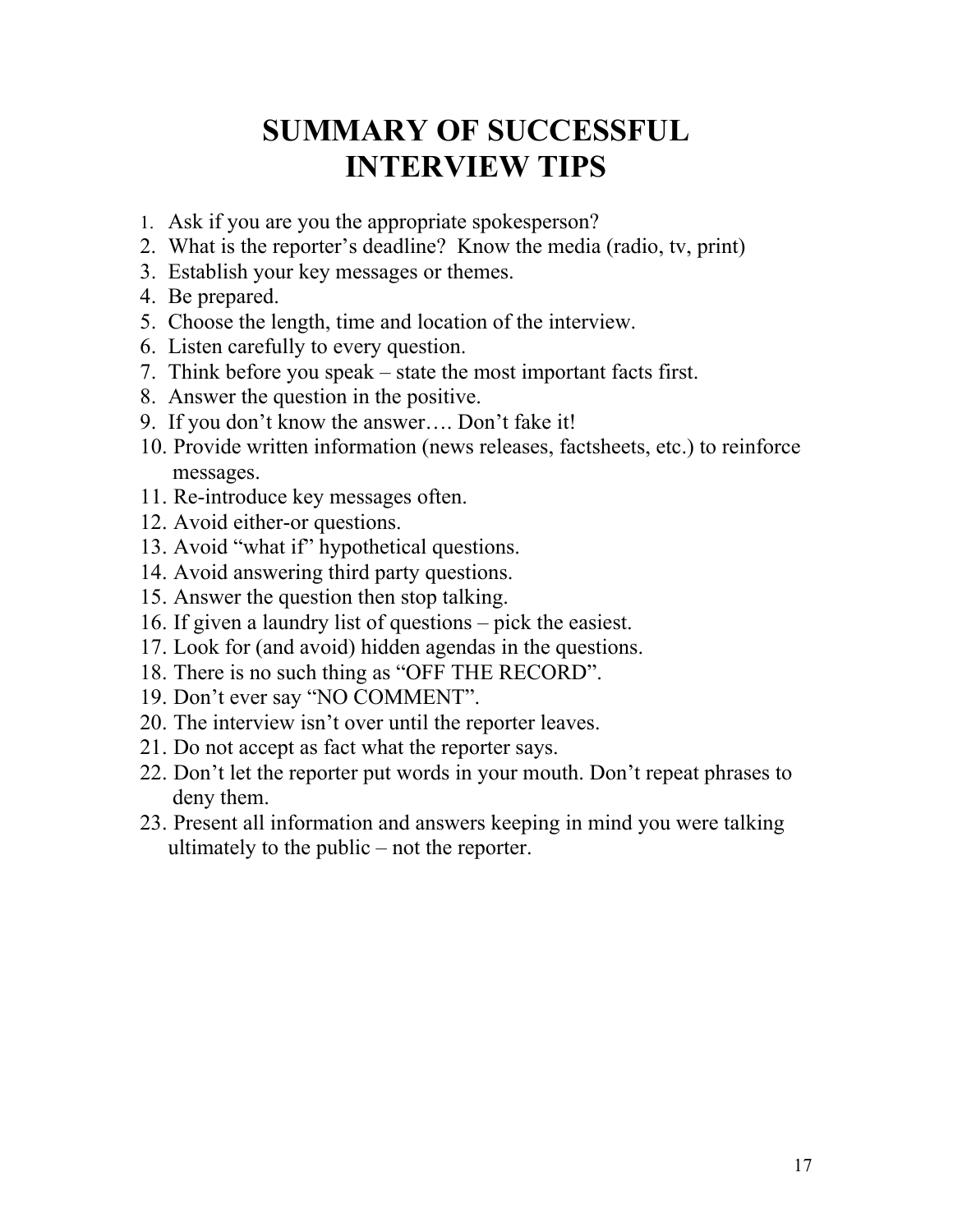# SUMMARY OF SUCCESSFUL INTERVIEW TIPS

1. Ask if you are you the appropriate spokesperson?
2. What is the reporter's deadline? Know the media (radio, tv, print)
3. Establish your key messages or themes.
4. Be prepared.
5. Choose the length, time and location of the interview.
6. Listen carefully to every question.
7. Think before you speak – state the most important facts first.
8. Answer the question in the positive.
9. If you don't know the answer…. Don't fake it!
10. Provide written information (news releases, factsheets, etc.) to reinforce messages.
11. Re-introduce key messages often.
12. Avoid either-or questions.
13. Avoid "what if" hypothetical questions.
14. Avoid answering third party questions.
15. Answer the question then stop talking.
16. If given a laundry list of questions – pick the easiest.
17. Look for (and avoid) hidden agendas in the questions.
18. There is no such thing as "OFF THE RECORD".
19. Don't ever say "NO COMMENT".
20. The interview isn't over until the reporter leaves.
21. Do not accept as fact what the reporter says.
22. Don't let the reporter put words in your mouth. Don't repeat phrases to deny them.
23. Present all information and answers keeping in mind you were talking ultimately to the public – not the reporter.